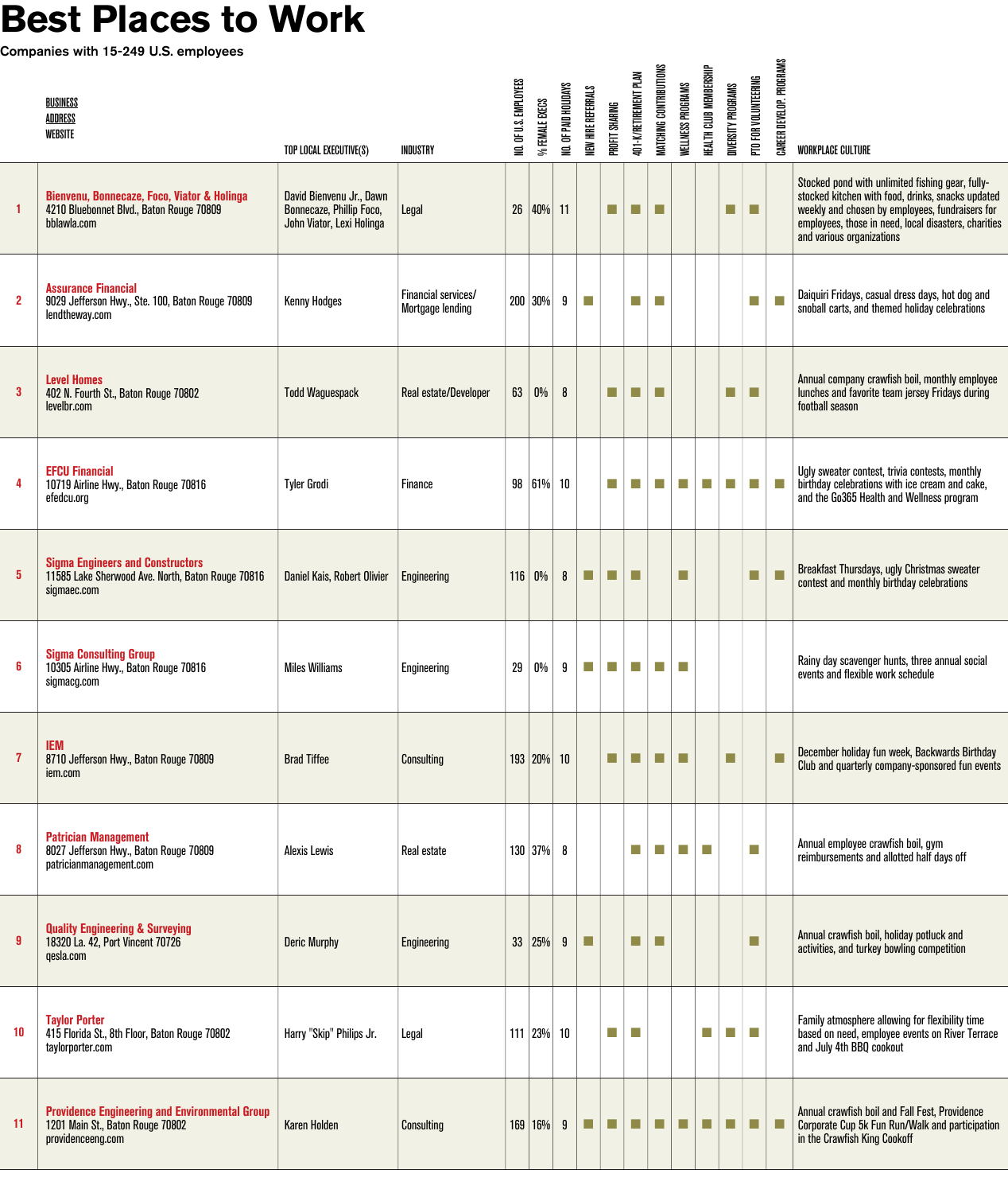# Best Places to Work

Companies with 15-249 U.S. employees

| | BUSINESS<br>ADDRESS<br>WEBSITE | TOP LOCAL EXECUTIVE(S) | INDUSTRY | NO. OF U.S. EMPLOYEES | % FEMALE EXECS | NO. OF PAID HOLIDAYS | NEW HIRE REFERRALS | PROFIT SHARING | 401-K/RETIREMENT PLAN | MATCHING CONTRIBUTIONS | WELLNESS PROGRAMS | HEALTH CLUB MEMBERSHIP | DIVERSITY PROGRAMS | PTO FOR VOLUNTEERING | CAREER DEVELOP. PROGRAMS | WORKPLACE CULTURE |
|---|---|---|---|---|---|---|---|---|---|---|---|---|---|---|---|---|
| 1 | **Bienvenu, Bonnecaze, Foco, Viator & Holinga**<br>4210 Bluebonnet Blvd., Baton Rouge 70809<br>bblawla.com | David Bienvenu Jr., Dawn Bonnecaze, Phillip Foco, John Viator, Lexi Holinga | Legal | 26 | 40% | 11 | | ■ | ■ | ■ | | | ■ | ■ | | Stocked pond with unlimited fishing gear, fully-stocked kitchen with food, drinks, snacks updated weekly and chosen by employees, fundraisers for employees, those in need, local disasters, charities and various organizations |
| 2 | **Assurance Financial**<br>9029 Jefferson Hwy., Ste. 100, Baton Rouge 70809<br>lendtheway.com | Kenny Hodges | Financial services/ Mortgage lending | 200 | 30% | 9 | ■ | | ■ | ■ | | | | ■ | ■ | Daiquiri Fridays, casual dress days, hot dog and snoball carts, and themed holiday celebrations |
| 3 | **Level Homes**<br>402 N. Fourth St., Baton Rouge 70802<br>levelbr.com | Todd Waguespack | Real estate/Developer | 63 | 0% | 8 | | ■ | ■ | ■ | | | ■ | ■ | | Annual company crawfish boil, monthly employee lunches and favorite team jersey Fridays during football season |
| 4 | **EFCU Financial**<br>10719 Airline Hwy., Baton Rouge 70816<br>efedcu.org | Tyler Grodi | Finance | 98 | 61% | 10 | | ■ | ■ | ■ | ■ | ■ | ■ | ■ | ■ | Ugly sweater contest, trivia contests, monthly birthday celebrations with ice cream and cake, and the Go365 Health and Wellness program |
| 5 | **Sigma Engineers and Constructors**<br>11585 Lake Sherwood Ave. North, Baton Rouge 70816<br>sigmaec.com | Daniel Kais, Robert Olivier | Engineering | 116 | 0% | 8 | ■ | ■ | ■ | | ■ | | | ■ | ■ | Breakfast Thursdays, ugly Christmas sweater contest and monthly birthday celebrations |
| 6 | **Sigma Consulting Group**<br>10305 Airline Hwy., Baton Rouge 70816<br>sigmacg.com | Miles Williams | Engineering | 29 | 0% | 9 | ■ | ■ | ■ | ■ | ■ | | | | | Rainy day scavenger hunts, three annual social events and flexible work schedule |
| 7 | **IEM**<br>8710 Jefferson Hwy., Baton Rouge 70809<br>iem.com | Brad Tiffee | Consulting | 193 | 20% | 10 | | ■ | ■ | ■ | ■ | | ■ | | ■ | December holiday fun week, Backwards Birthday Club and quarterly company-sponsored fun events |
| 8 | **Patrician Management**<br>8027 Jefferson Hwy., Baton Rouge 70809<br>patricianmanagement.com | Alexis Lewis | Real estate | 130 | 37% | 8 | | | ■ | ■ | ■ | ■ | | ■ | | Annual employee crawfish boil, gym reimbursements and allotted half days off |
| 9 | **Quality Engineering & Surveying**<br>18320 La. 42, Port Vincent 70726<br>qesla.com | Deric Murphy | Engineering | 33 | 25% | 9 | ■ | | ■ | ■ | | | | ■ | | Annual crawfish boil, holiday potluck and activities, and turkey bowling competition |
| 10 | **Taylor Porter**<br>415 Florida St., 8th Floor, Baton Rouge 70802<br>taylorporter.com | Harry "Skip" Philips Jr. | Legal | 111 | 23% | 10 | | ■ | ■ | | | ■ | ■ | ■ | | Family atmosphere allowing for flexibility time based on need, employee events on River Terrace and July 4th BBQ cookout |
| 11 | **Providence Engineering and Environmental Group**<br>1201 Main St., Baton Rouge 70802<br>providenceeng.com | Karen Holden | Consulting | 169 | 16% | 9 | ■ | ■ | ■ | ■ | ■ | ■ | ■ | ■ | ■ | Annual crawfish boil and Fall Fest, Providence Corporate Cup 5k Fun Run/Walk and participation in the Crawfish King Cookoff |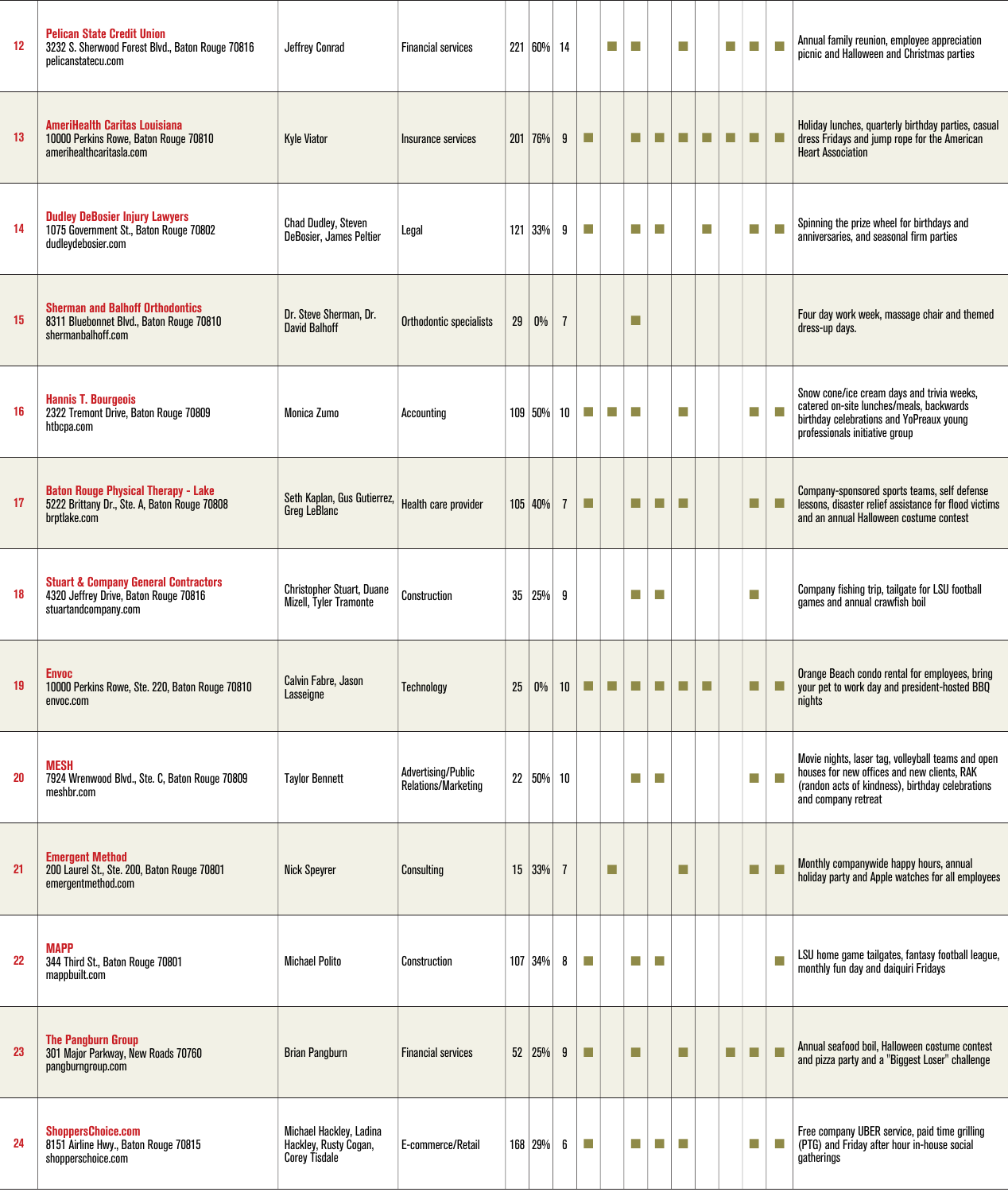| | | | | | | | | | | | | | | | | |
|---|---|---|---|---|---|---|---|---|---|---|---|---|---|---|---|---|
| 12 | **Pelican State Credit Union**<br>3232 S. Sherwood Forest Blvd., Baton Rouge 70816<br>pelicanstatecu.com | Jeffrey Conrad | Financial services | 221 | 60% | 14 | | ■ | ■ | | ■ | | ■ | ■ | ■ | Annual family reunion, employee appreciation picnic and Halloween and Christmas parties |
| 13 | **AmeriHealth Caritas Louisiana**<br>10000 Perkins Rowe, Baton Rouge 70810<br>amerihealthcaritasla.com | Kyle Viator | Insurance services | 201 | 76% | 9 | ■ | | ■ | ■ | ■ | ■ | ■ | ■ | ■ | Holiday lunches, quarterly birthday parties, casual dress Fridays and jump rope for the American Heart Association |
| 14 | **Dudley DeBosier Injury Lawyers**<br>1075 Government St., Baton Rouge 70802<br>dudleydebosier.com | Chad Dudley, Steven DeBosier, James Peltier | Legal | 121 | 33% | 9 | ■ | | ■ | ■ | | ■ | | ■ | ■ | Spinning the prize wheel for birthdays and anniversaries, and seasonal firm parties |
| 15 | **Sherman and Balhoff Orthodontics**<br>8311 Bluebonnet Blvd., Baton Rouge 70810<br>shermanbalhoff.com | Dr. Steve Sherman, Dr. David Balhoff | Orthodontic specialists | 29 | 0% | 7 | | | ■ | | | | | | | Four day work week, massage chair and themed dress-up days. |
| 16 | **Hannis T. Bourgeois**<br>2322 Tremont Drive, Baton Rouge 70809<br>htbcpa.com | Monica Zumo | Accounting | 109 | 50% | 10 | ■ | ■ | ■ | | ■ | | | ■ | ■ | Snow cone/ice cream days and trivia weeks, catered on-site lunches/meals, backwards birthday celebrations and YoPreaux young professionals initiative group |
| 17 | **Baton Rouge Physical Therapy - Lake**<br>5222 Brittany Dr., Ste. A, Baton Rouge 70808<br>brptlake.com | Seth Kaplan, Gus Gutierrez, Greg LeBlanc | Health care provider | 105 | 40% | 7 | ■ | | ■ | ■ | ■ | | | ■ | ■ | Company-sponsored sports teams, self defense lessons, disaster relief assistance for flood victims and an annual Halloween costume contest |
| 18 | **Stuart & Company General Contractors**<br>4320 Jeffrey Drive, Baton Rouge 70816<br>stuartandcompany.com | Christopher Stuart, Duane Mizell, Tyler Tramonte | Construction | 35 | 25% | 9 | | | ■ | ■ | | | | ■ | | Company fishing trip, tailgate for LSU football games and annual crawfish boil |
| 19 | **Envoc**<br>10000 Perkins Rowe, Ste. 220, Baton Rouge 70810<br>envoc.com | Calvin Fabre, Jason Lasseigne | Technology | 25 | 0% | 10 | ■ | ■ | ■ | ■ | ■ | ■ | | ■ | ■ | Orange Beach condo rental for employees, bring your pet to work day and president-hosted BBQ nights |
| 20 | **MESH**<br>7924 Wrenwood Blvd., Ste. C, Baton Rouge 70809<br>meshbr.com | Taylor Bennett | Advertising/Public Relations/Marketing | 22 | 50% | 10 | | | ■ | ■ | | | | ■ | ■ | Movie nights, laser tag, volleyball teams and open houses for new offices and new clients, RAK (randon acts of kindness), birthday celebrations and company retreat |
| 21 | **Emergent Method**<br>200 Laurel St., Ste. 200, Baton Rouge 70801<br>emergentmethod.com | Nick Speyrer | Consulting | 15 | 33% | 7 | | ■ | | | ■ | | | ■ | ■ | Monthly companywide happy hours, annual holiday party and Apple watches for all employees |
| 22 | **MAPP**<br>344 Third St., Baton Rouge 70801<br>mappbuilt.com | Michael Polito | Construction | 107 | 34% | 8 | ■ | | ■ | ■ | | | | | ■ | LSU home game tailgates, fantasy football league, monthly fun day and daiquiri Fridays |
| 23 | **The Pangburn Group**<br>301 Major Parkway, New Roads 70760<br>pangburngroup.com | Brian Pangburn | Financial services | 52 | 25% | 9 | ■ | | ■ | | ■ | | ■ | ■ | ■ | Annual seafood boil, Halloween costume contest and pizza party and a "Biggest Loser" challenge |
| 24 | **ShoppersChoice.com**<br>8151 Airline Hwy., Baton Rouge 70815<br>shopperschoice.com | Michael Hackley, Ladina Hackley, Rusty Cogan, Corey Tisdale | E-commerce/Retail | 168 | 29% | 6 | ■ | | ■ | ■ | ■ | | | ■ | ■ | Free company UBER service, paid time grilling (PTG) and Friday after hour in-house social gatherings |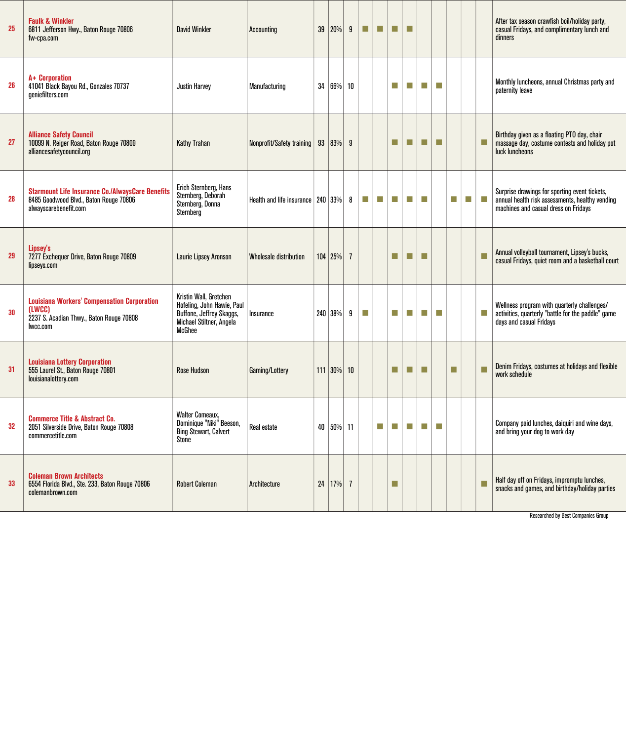| | | | | | | | | | | | | | | | | |
|---|---|---|---|---|---|---|---|---|---|---|---|---|---|---|---|---|
| 25 | **Faulk & Winkler**<br>6811 Jefferson Hwy., Baton Rouge 70806<br>fw-cpa.com | David Winkler | Accounting | 39 | 20% | 9 | ■ | ■ | ■ | ■ | | | | | | After tax season crawfish boil/holiday party, casual Fridays, and complimentary lunch and dinners |
| 26 | **A+ Corporation**<br>41041 Black Bayou Rd., Gonzales 70737<br>geniefilters.com | Justin Harvey | Manufacturing | 34 | 66% | 10 | | | ■ | ■ | ■ | ■ | | | | Monthly luncheons, annual Christmas party and paternity leave |
| 27 | **Alliance Safety Council**<br>10099 N. Reiger Road, Baton Rouge 70809<br>alliancesafetycouncil.org | Kathy Trahan | Nonprofit/Safety training | 93 | 83% | 9 | | | ■ | ■ | ■ | ■ | | | ■ | Birthday given as a floating PTO day, chair massage day, costume contests and holiday pot luck luncheons |
| 28 | **Starmount Life Insurance Co./AlwaysCare Benefits**<br>8485 Goodwood Blvd., Baton Rouge 70806<br>alwayscarebenefit.com | Erich Sternberg, Hans Sternberg, Deborah Sternberg, Donna Sternberg | Health and life insurance | 240 | 33% | 8 | ■ | ■ | ■ | ■ | ■ | | ■ | ■ | ■ | Surprise drawings for sporting event tickets, annual health risk assessments, healthy vending machines and casual dress on Fridays |
| 29 | **Lipsey's**<br>7277 Exchequer Drive, Baton Rouge 70809<br>lipseys.com | Laurie Lipsey Aronson | Wholesale distribution | 104 | 25% | 7 | | | ■ | ■ | ■ | | | | ■ | Annual volleyball tournament, Lipsey's bucks, casual Fridays, quiet room and a basketball court |
| 30 | **Louisiana Workers' Compensation Corporation (LWCC)**<br>2237 S. Acadian Thwy., Baton Rouge 70808<br>lwcc.com | Kristin Wall, Gretchen Hofeling, John Hawie, Paul Buffone, Jeffrey Skaggs, Michael Stiltner, Angela McGhee | Insurance | 240 | 38% | 9 | ■ | | ■ | ■ | ■ | ■ | | | ■ | Wellness program with quarterly challenges/activities, quarterly "battle for the paddle" game days and casual Fridays |
| 31 | **Louisiana Lottery Corporation**<br>555 Laurel St., Baton Rouge 70801<br>louisianalottery.com | Rose Hudson | Gaming/Lottery | 111 | 30% | 10 | | | ■ | ■ | ■ | | ■ | | ■ | Denim Fridays, costumes at holidays and flexible work schedule |
| 32 | **Commerce Title & Abstract Co.**<br>2051 Silverside Drive, Baton Rouge 70808<br>commercetitle.com | Walter Comeaux, Dominique "Niki" Beeson, Bing Stewart, Calvert Stone | Real estate | 40 | 50% | 11 | | ■ | ■ | ■ | ■ | ■ | | | | Company paid lunches, daiquiri and wine days, and bring your dog to work day |
| 33 | **Coleman Brown Architects**<br>6554 Florida Blvd., Ste. 233, Baton Rouge 70806<br>colemanbrown.com | Robert Coleman | Architecture | 24 | 17% | 7 | | | ■ | | | | | | ■ | Half day off on Fridays, impromptu lunches, snacks and games, and birthday/holiday parties |

Researched by Best Companies Group